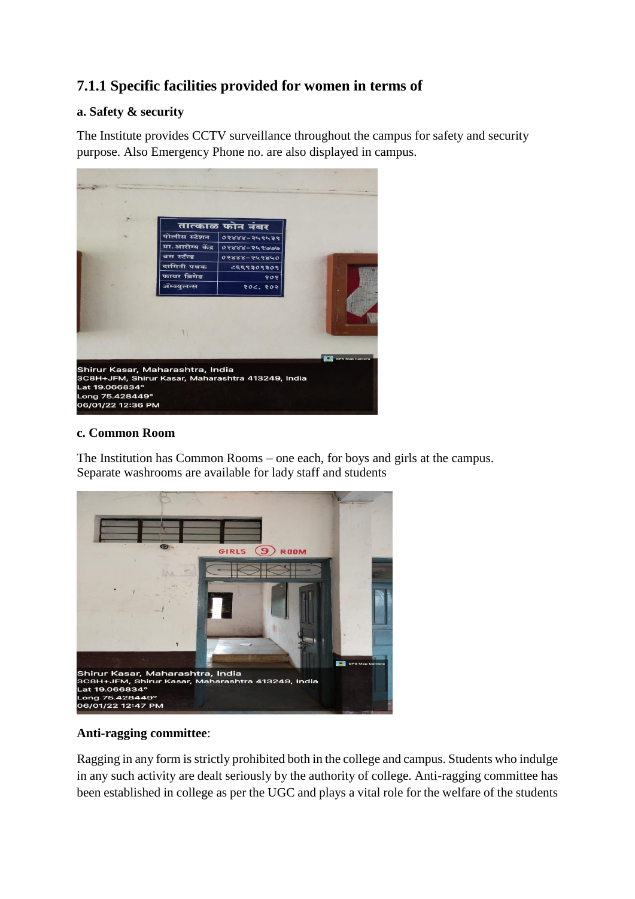## 7.1.1 Specific facilities provided for women in terms of

### a. Safety & security

The Institute provides CCTV surveillance throughout the campus for safety and security purpose. Also Emergency Phone no. are also displayed in campus.

### c. Common Room

The Institution has Common Rooms – one each, for boys and girls at the campus. Separate washrooms are available for lady staff and students

**Anti-ragging committee**:

Ragging in any form is strictly prohibited both in the college and campus. Students who indulge in any such activity are dealt seriously by the authority of college. Anti-ragging committee has been established in college as per the UGC and plays a vital role for the welfare of the students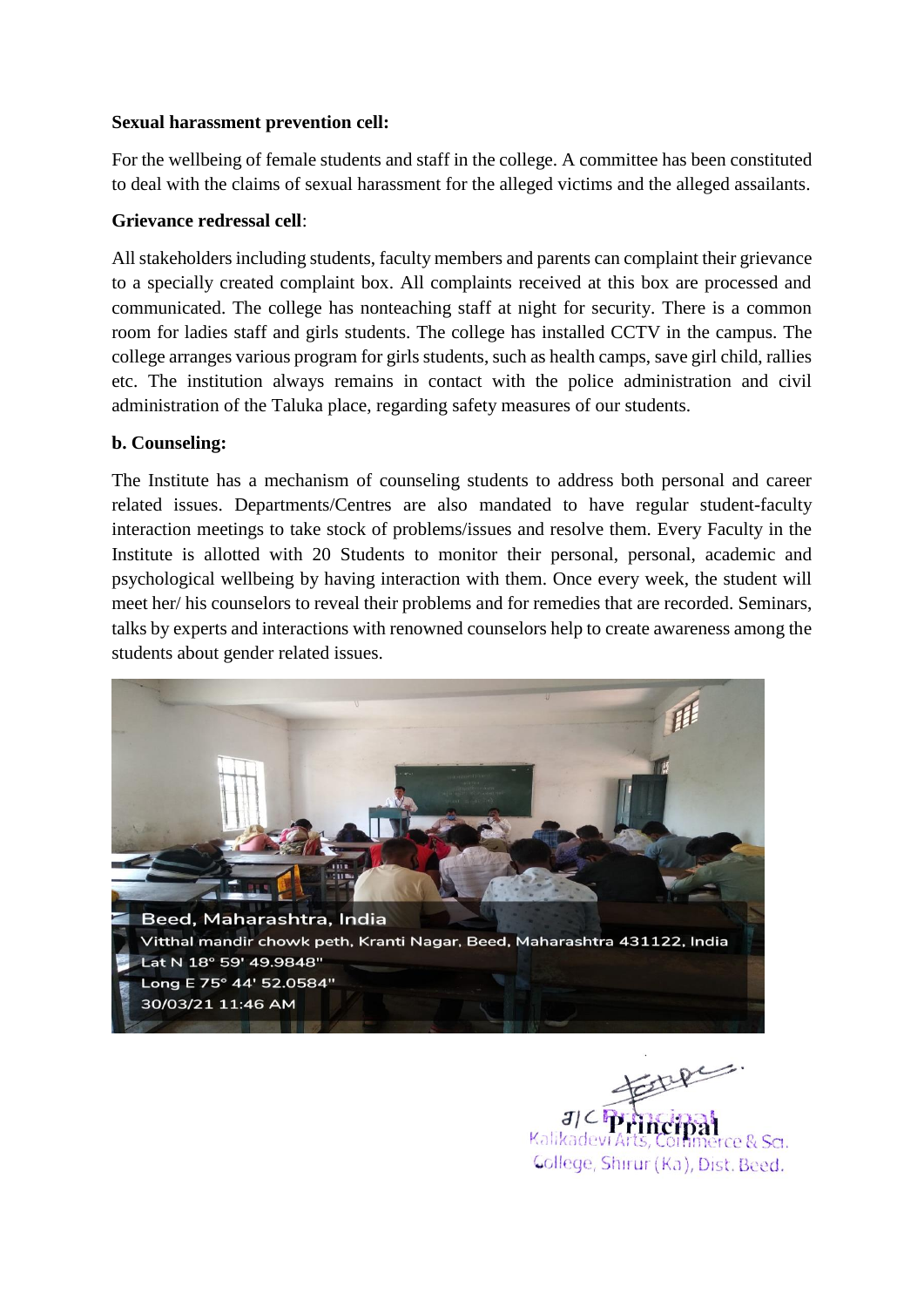**Sexual harassment prevention cell:**

For the wellbeing of female students and staff in the college. A committee has been constituted to deal with the claims of sexual harassment for the alleged victims and the alleged assailants.

**Grievance redressal cell**:

All stakeholders including students, faculty members and parents can complaint their grievance to a specially created complaint box. All complaints received at this box are processed and communicated. The college has nonteaching staff at night for security. There is a common room for ladies staff and girls students. The college has installed CCTV in the campus. The college arranges various program for girls students, such as health camps, save girl child, rallies etc. The institution always remains in contact with the police administration and civil administration of the Taluka place, regarding safety measures of our students.

**b. Counseling:**

The Institute has a mechanism of counseling students to address both personal and career related issues. Departments/Centres are also mandated to have regular student-faculty interaction meetings to take stock of problems/issues and resolve them. Every Faculty in the Institute is allotted with 20 Students to monitor their personal, personal, academic and psychological wellbeing by having interaction with them. Once every week, the student will meet her/ his counselors to reveal their problems and for remedies that are recorded. Seminars, talks by experts and interactions with renowned counselors help to create awareness among the students about gender related issues.

Beed, Maharashtra, India
Vitthal mandir chowk peth, Kranti Nagar, Beed, Maharashtra 431122, India
Lat N 18° 59' 49.9848"
Long E 75° 44' 52.0584"
30/03/21 11:46 AM

I/C Principal
Kalikadevi Arts, Commerce & Sci.
College, Shirur (Ka), Dist. Beed.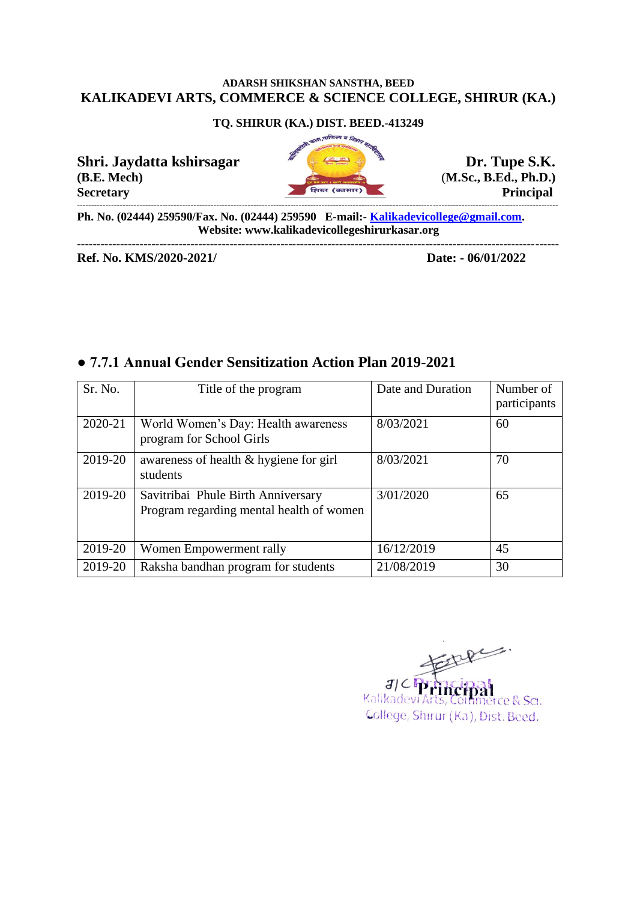ADARSH SHIKSHAN SANSTHA, BEED

**KALIKADEVI ARTS, COMMERCE & SCIENCE COLLEGE, SHIRUR (KA.)**

**TQ. SHIRUR (KA.) DIST. BEED.-413249**

**Shri. Jaydatta kshirsagar**
**(B.E. Mech)**
**Secretary**

**Dr. Tupe S.K.**
**(M.Sc., B.Ed., Ph.D.)**
**Principal**

**Ph. No. (02444) 259590/Fax. No. (02444) 259590 E-mail:- Kalikadevicollege@gmail.com.**
**Website: www.kalikadevicollegeshirurkasar.org**

**Ref. No. KMS/2020-2021/** **Date: - 06/01/2022**

## ● 7.7.1 Annual Gender Sensitization Action Plan 2019-2021

| Sr. No. | Title of the program | Date and Duration | Number of participants |
|---|---|---|---|
| 2020-21 | World Women's Day: Health awareness program for School Girls | 8/03/2021 | 60 |
| 2019-20 | awareness of health & hygiene for girl students | 8/03/2021 | 70 |
| 2019-20 | Savitribai Phule Birth Anniversary Program regarding mental health of women | 3/01/2020 | 65 |
| 2019-20 | Women Empowerment rally | 16/12/2019 | 45 |
| 2019-20 | Raksha bandhan program for students | 21/08/2019 | 30 |

I/C Principal
Kalikadevi Arts, Commerce & Sci.
College, Shirur (Ka), Dist. Beed.